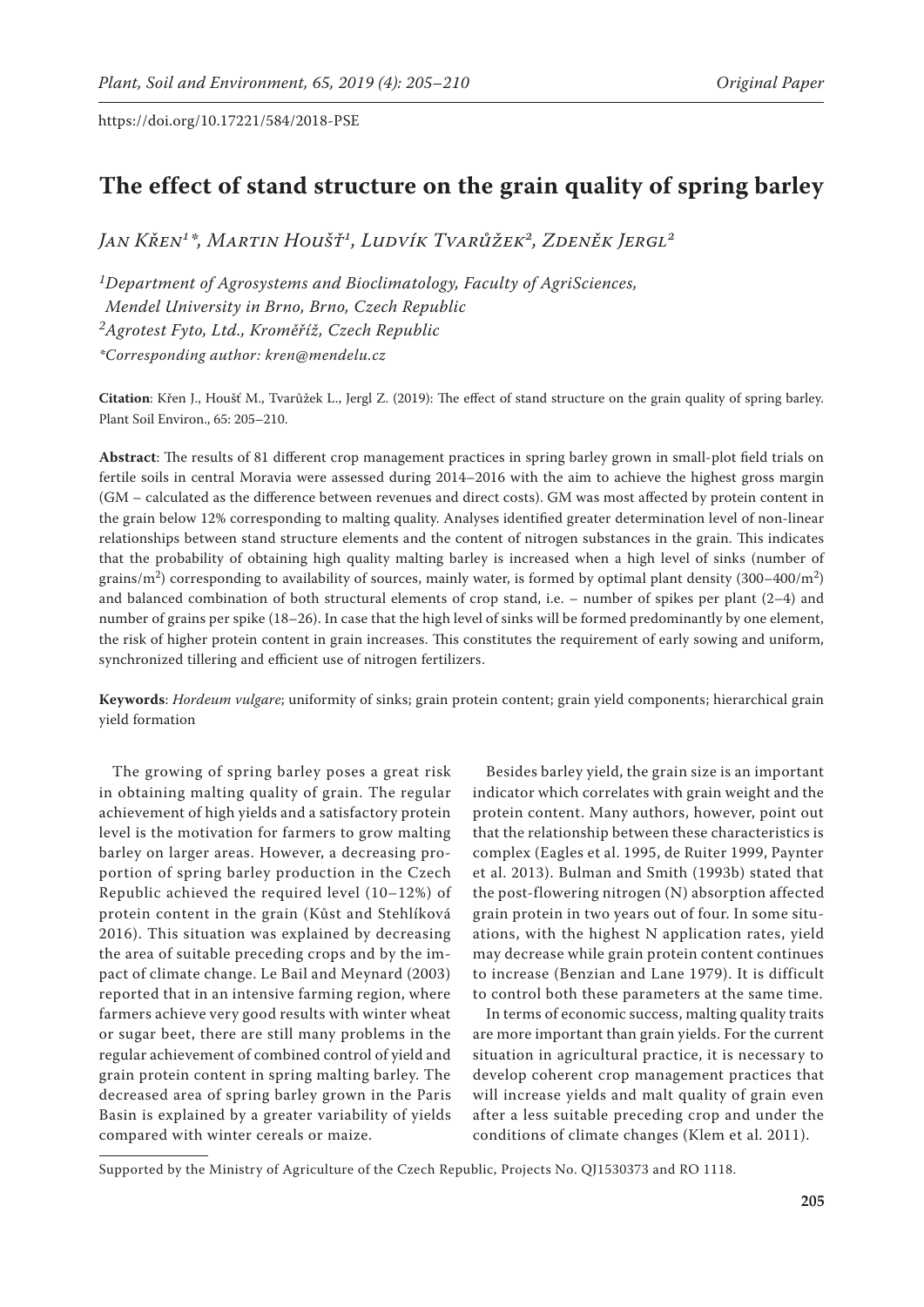https://doi.org/10.17221/584/2018-PSE

# The effect of stand structure on the grain quality of spring barley

*Jan Křen[1]\*, Martin Houšť[1], Ludvík Tvarůžek[2], Zdeněk Jergl[2]*

[1]*Department of Agrosystems and Bioclimatology, Faculty of AgriSciences, Mendel University in Brno, Brno, Czech Republic*
[2]*Agrotest Fyto, Ltd., Kroměříž, Czech Republic*
*\*Corresponding author: kren@mendelu.cz*

**Citation**: Křen J., Houšť M., Tvarůžek L., Jergl Z. (2019): The effect of stand structure on the grain quality of spring barley. Plant Soil Environ., 65: 205–210.

**Abstract**: The results of 81 different crop management practices in spring barley grown in small-plot field trials on fertile soils in central Moravia were assessed during 2014–2016 with the aim to achieve the highest gross margin (GM – calculated as the difference between revenues and direct costs). GM was most affected by protein content in the grain below 12% corresponding to malting quality. Analyses identified greater determination level of non-linear relationships between stand structure elements and the content of nitrogen substances in the grain. This indicates that the probability of obtaining high quality malting barley is increased when a high level of sinks (number of grains/$m^2$) corresponding to availability of sources, mainly water, is formed by optimal plant density (300–400/$m^2$) and balanced combination of both structural elements of crop stand, i.e. – number of spikes per plant (2–4) and number of grains per spike (18–26). In case that the high level of sinks will be formed predominantly by one element, the risk of higher protein content in grain increases. This constitutes the requirement of early sowing and uniform, synchronized tillering and efficient use of nitrogen fertilizers.

**Keywords**: *Hordeum vulgare*; uniformity of sinks; grain protein content; grain yield components; hierarchical grain yield formation

The growing of spring barley poses a great risk in obtaining malting quality of grain. The regular achievement of high yields and a satisfactory protein level is the motivation for farmers to grow malting barley on larger areas. However, a decreasing proportion of spring barley production in the Czech Republic achieved the required level (10–12%) of protein content in the grain (Kůst and Stehlíková 2016). This situation was explained by decreasing the area of suitable preceding crops and by the impact of climate change. Le Bail and Meynard (2003) reported that in an intensive farming region, where farmers achieve very good results with winter wheat or sugar beet, there are still many problems in the regular achievement of combined control of yield and grain protein content in spring malting barley. The decreased area of spring barley grown in the Paris Basin is explained by a greater variability of yields compared with winter cereals or maize.

Besides barley yield, the grain size is an important indicator which correlates with grain weight and the protein content. Many authors, however, point out that the relationship between these characteristics is complex (Eagles et al. 1995, de Ruiter 1999, Paynter et al. 2013). Bulman and Smith (1993b) stated that the post-flowering nitrogen (N) absorption affected grain protein in two years out of four. In some situations, with the highest N application rates, yield may decrease while grain protein content continues to increase (Benzian and Lane 1979). It is difficult to control both these parameters at the same time.

In terms of economic success, malting quality traits are more important than grain yields. For the current situation in agricultural practice, it is necessary to develop coherent crop management practices that will increase yields and malt quality of grain even after a less suitable preceding crop and under the conditions of climate changes (Klem et al. 2011).

Supported by the Ministry of Agriculture of the Czech Republic, Projects No. QJ1530373 and RO 1118.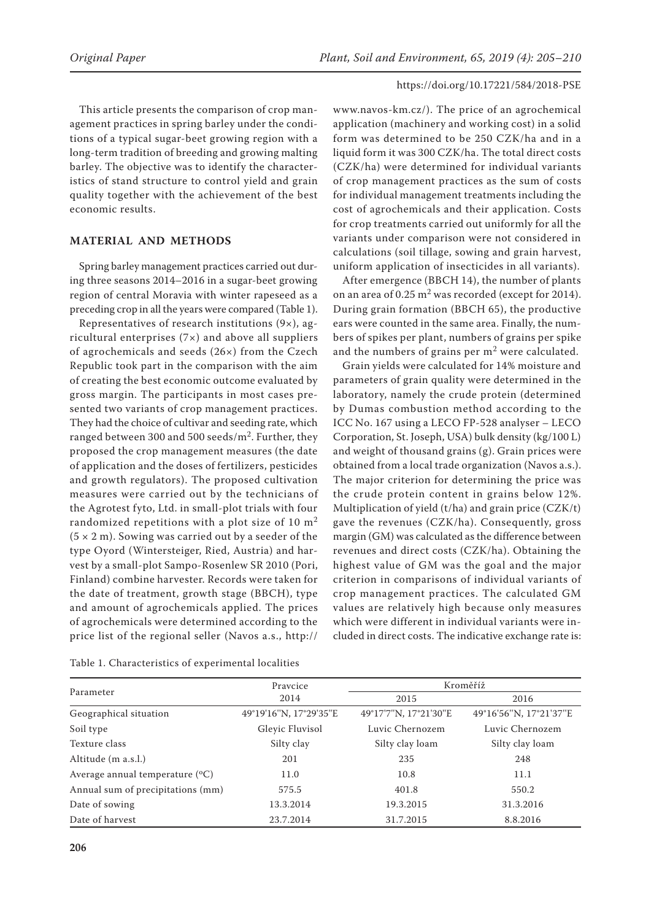This article presents the comparison of crop management practices in spring barley under the conditions of a typical sugar-beet growing region with a long-term tradition of breeding and growing malting barley. The objective was to identify the characteristics of stand structure to control yield and grain quality together with the achievement of the best economic results.

## MATERIAL AND METHODS

Spring barley management practices carried out during three seasons 2014–2016 in a sugar-beet growing region of central Moravia with winter rapeseed as a preceding crop in all the years were compared (Table 1).

Representatives of research institutions (9×), agricultural enterprises (7×) and above all suppliers of agrochemicals and seeds (26×) from the Czech Republic took part in the comparison with the aim of creating the best economic outcome evaluated by gross margin. The participants in most cases presented two variants of crop management practices. They had the choice of cultivar and seeding rate, which ranged between 300 and 500 seeds/$m^2$. Further, they proposed the crop management measures (the date of application and the doses of fertilizers, pesticides and growth regulators). The proposed cultivation measures were carried out by the technicians of the Agrotest fyto, Ltd. in small-plot trials with four randomized repetitions with a plot size of 10 $m^2$ ($5 \times 2$ m). Sowing was carried out by a seeder of the type Oyord (Wintersteiger, Ried, Austria) and harvest by a small-plot Sampo-Rosenlew SR 2010 (Pori, Finland) combine harvester. Records were taken for the date of treatment, growth stage (BBCH), type and amount of agrochemicals applied. The prices of agrochemicals were determined according to the price list of the regional seller (Navos a.s., http://www.navos-km.cz/). The price of an agrochemical application (machinery and working cost) in a solid form was determined to be 250 CZK/ha and in a liquid form it was 300 CZK/ha. The total direct costs (CZK/ha) were determined for individual variants of crop management practices as the sum of costs for individual management treatments including the cost of agrochemicals and their application. Costs for crop treatments carried out uniformly for all the variants under comparison were not considered in calculations (soil tillage, sowing and grain harvest, uniform application of insecticides in all variants).

After emergence (BBCH 14), the number of plants on an area of 0.25 $m^2$ was recorded (except for 2014). During grain formation (BBCH 65), the productive ears were counted in the same area. Finally, the numbers of spikes per plant, numbers of grains per spike and the numbers of grains per $m^2$ were calculated.

Grain yields were calculated for 14% moisture and parameters of grain quality were determined in the laboratory, namely the crude protein (determined by Dumas combustion method according to the ICC No. 167 using a LECO FP-528 analyser – LECO Corporation, St. Joseph, USA) bulk density (kg/100 L) and weight of thousand grains (g). Grain prices were obtained from a local trade organization (Navos a.s.). The major criterion for determining the price was the crude protein content in grains below 12%. Multiplication of yield (t/ha) and grain price (CZK/t) gave the revenues (CZK/ha). Consequently, gross margin (GM) was calculated as the difference between revenues and direct costs (CZK/ha). Obtaining the highest value of GM was the goal and the major criterion in comparisons of individual variants of crop management practices. The calculated GM values are relatively high because only measures which were different in individual variants were included in direct costs. The indicative exchange rate is:

Table 1. Characteristics of experimental localities

| Parameter | Pravcice | Kroměříž | |
|---|---|---|---|
| | 2014 | 2015 | 2016 |
| Geographical situation | 49°19'16"N, 17°29'35"E | 49°17'7"N, 17°21'30"E | 49°16'56"N, 17°21'37"E |
| Soil type | Gleyic Fluvisol | Luvic Chernozem | Luvic Chernozem |
| Texture class | Silty clay | Silty clay loam | Silty clay loam |
| Altitude (m a.s.l.) | 201 | 235 | 248 |
| Average annual temperature (°C) | 11.0 | 10.8 | 11.1 |
| Annual sum of precipitations (mm) | 575.5 | 401.8 | 550.2 |
| Date of sowing | 13.3.2014 | 19.3.2015 | 31.3.2016 |
| Date of harvest | 23.7.2014 | 31.7.2015 | 8.8.2016 |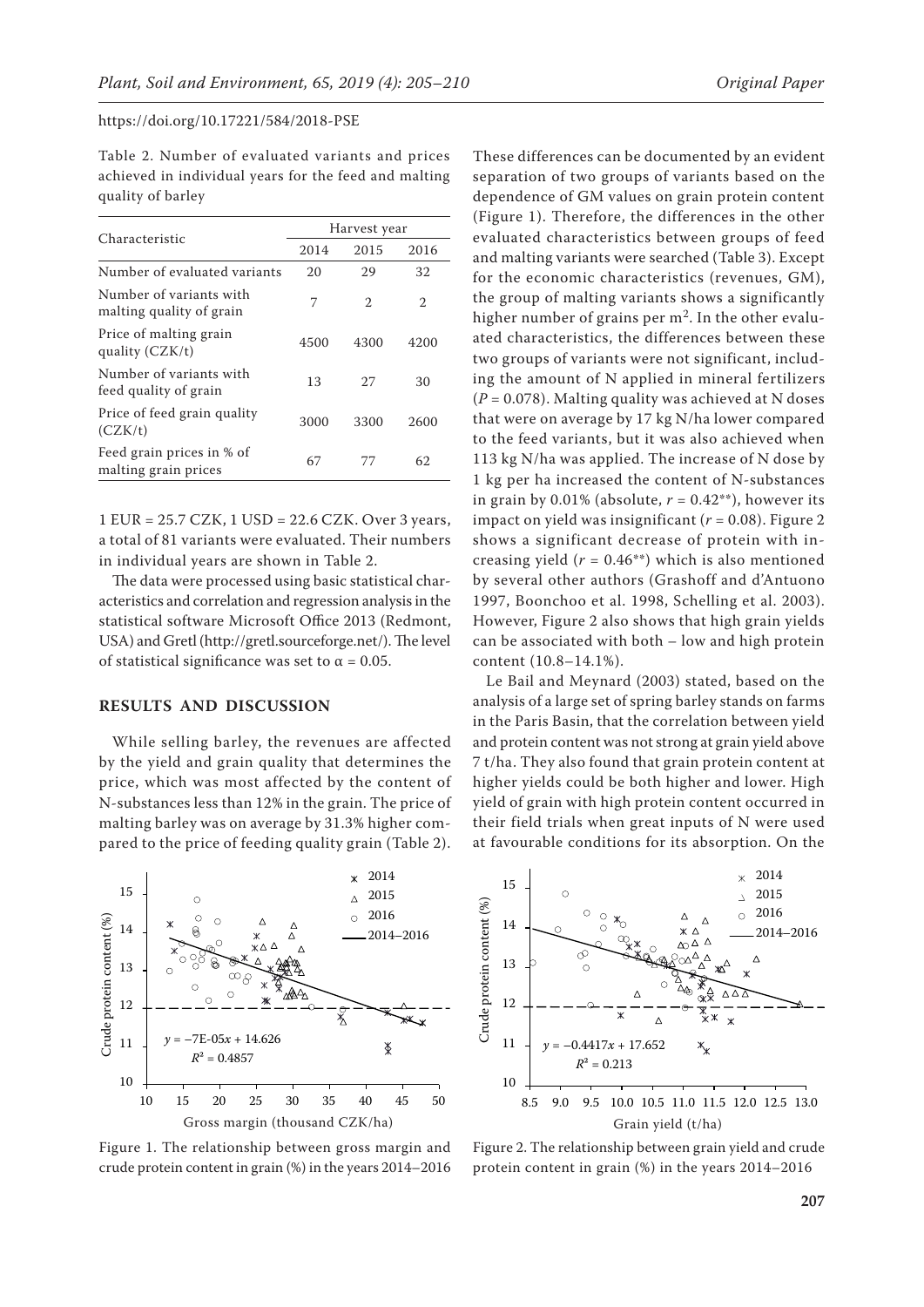Table 2. Number of evaluated variants and prices achieved in individual years for the feed and malting quality of barley

| Characteristic | Harvest year | | |
|---|---|---|---|
| | 2014 | 2015 | 2016 |
| Number of evaluated variants | 20 | 29 | 32 |
| Number of variants with malting quality of grain | 7 | 2 | 2 |
| Price of malting grain quality (CZK/t) | 4500 | 4300 | 4200 |
| Number of variants with feed quality of grain | 13 | 27 | 30 |
| Price of feed grain quality (CZK/t) | 3000 | 3300 | 2600 |
| Feed grain prices in % of malting grain prices | 67 | 77 | 62 |

1 EUR = 25.7 CZK, 1 USD = 22.6 CZK. Over 3 years, a total of 81 variants were evaluated. Their numbers in individual years are shown in Table 2.

The data were processed using basic statistical characteristics and correlation and regression analysis in the statistical software Microsoft Office 2013 (Redmont, USA) and Gretl (http://gretl.sourceforge.net/). The level of statistical significance was set to $\alpha = 0.05$.

## RESULTS AND DISCUSSION

While selling barley, the revenues are affected by the yield and grain quality that determines the price, which was most affected by the content of N-substances less than 12% in the grain. The price of malting barley was on average by 31.3% higher compared to the price of feeding quality grain (Table 2).

Figure 1. The relationship between gross margin and crude protein content in grain (%) in the years 2014–2016

These differences can be documented by an evident separation of two groups of variants based on the dependence of GM values on grain protein content (Figure 1). Therefore, the differences in the other evaluated characteristics between groups of feed and malting variants were searched (Table 3). Except for the economic characteristics (revenues, GM), the group of malting variants shows a significantly higher number of grains per $m^2$. In the other evaluated characteristics, the differences between these two groups of variants were not significant, including the amount of N applied in mineral fertilizers ($P = 0.078$). Malting quality was achieved at N doses that were on average by 17 kg N/ha lower compared to the feed variants, but it was also achieved when 113 kg N/ha was applied. The increase of N dose by 1 kg per ha increased the content of N-substances in grain by 0.01% (absolute, $r = 0.42^{**}$), however its impact on yield was insignificant ($r = 0.08$). Figure 2 shows a significant decrease of protein with increasing yield ($r = 0.46^{**}$) which is also mentioned by several other authors (Grashoff and d'Antuono 1997, Boonchoo et al. 1998, Schelling et al. 2003). However, Figure 2 also shows that high grain yields can be associated with both – low and high protein content (10.8–14.1%).

Le Bail and Meynard (2003) stated, based on the analysis of a large set of spring barley stands on farms in the Paris Basin, that the correlation between yield and protein content was not strong at grain yield above 7 t/ha. They also found that grain protein content at higher yields could be both higher and lower. High yield of grain with high protein content occurred in their field trials when great inputs of N were used at favourable conditions for its absorption. On the

Figure 2. The relationship between grain yield and crude protein content in grain (%) in the years 2014–2016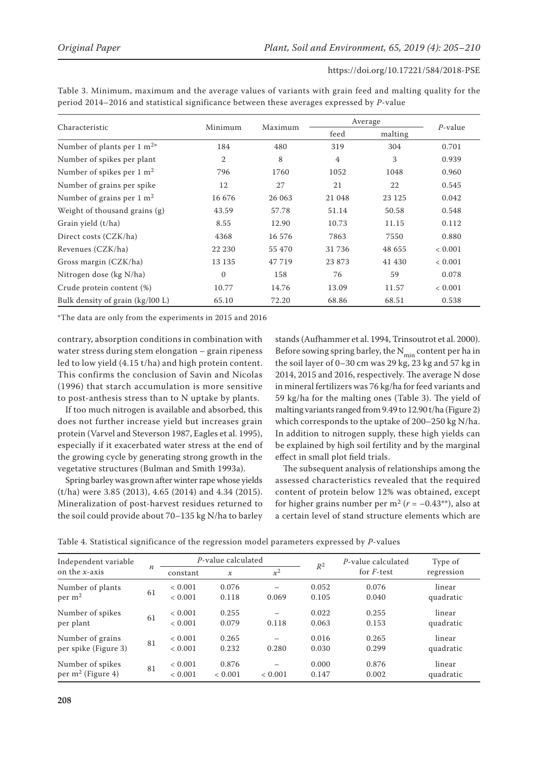Table 3. Minimum, maximum and the average values of variants with grain feed and malting quality for the period 2014–2016 and statistical significance between these averages expressed by *P*-value

| Characteristic | Minimum | Maximum | Average | | *P*-value |
|---|---|---|---|---|---|
| | | | feed | malting | |
| Number of plants per 1 $m^2$* | 184 | 480 | 319 | 304 | 0.701 |
| Number of spikes per plant | 2 | 8 | 4 | 3 | 0.939 |
| Number of spikes per 1 $m^2$ | 796 | 1760 | 1052 | 1048 | 0.960 |
| Number of grains per spike | 12 | 27 | 21 | 22 | 0.545 |
| Number of grains per 1 $m^2$ | 16 676 | 26 063 | 21 048 | 23 125 | 0.042 |
| Weight of thousand grains (g) | 43.59 | 57.78 | 51.14 | 50.58 | 0.548 |
| Grain yield (t/ha) | 8.55 | 12.90 | 10.73 | 11.15 | 0.112 |
| Direct costs (CZK/ha) | 4368 | 16 576 | 7863 | 7550 | 0.880 |
| Revenues (CZK/ha) | 22 230 | 55 470 | 31 736 | 48 655 | < 0.001 |
| Gross margin (CZK/ha) | 13 135 | 47 719 | 23 873 | 41 430 | < 0.001 |
| Nitrogen dose (kg N/ha) | 0 | 158 | 76 | 59 | 0.078 |
| Crude protein content (%) | 10.77 | 14.76 | 13.09 | 11.57 | < 0.001 |
| Bulk density of grain (kg/l00 L) | 65.10 | 72.20 | 68.86 | 68.51 | 0.538 |

*The data are only from the experiments in 2015 and 2016

contrary, absorption conditions in combination with water stress during stem elongation – grain ripeness led to low yield (4.15 t/ha) and high protein content. This confirms the conclusion of Savin and Nicolas (1996) that starch accumulation is more sensitive to post-anthesis stress than to N uptake by plants.

If too much nitrogen is available and absorbed, this does not further increase yield but increases grain protein (Varvel and Steverson 1987, Eagles et al. 1995), especially if it exacerbated water stress at the end of the growing cycle by generating strong growth in the vegetative structures (Bulman and Smith 1993a).

Spring barley was grown after winter rape whose yields (t/ha) were 3.85 (2013), 4.65 (2014) and 4.34 (2015). Mineralization of post-harvest residues returned to the soil could provide about 70–135 kg N/ha to barley stands (Aufhammer et al. 1994, Trinsoutrot et al. 2000). Before sowing spring barley, the $N_{min}$ content per ha in the soil layer of 0–30 cm was 29 kg, 23 kg and 57 kg in 2014, 2015 and 2016, respectively. The average N dose in mineral fertilizers was 76 kg/ha for feed variants and 59 kg/ha for the malting ones (Table 3). The yield of malting variants ranged from 9.49 to 12.90 t/ha (Figure 2) which corresponds to the uptake of 200–250 kg N/ha. In addition to nitrogen supply, these high yields can be explained by high soil fertility and by the marginal effect in small plot field trials.

The subsequent analysis of relationships among the assessed characteristics revealed that the required content of protein below 12% was obtained, except for higher grains number per $m^2$ ($r = -0.43$**), also at a certain level of stand structure elements which are

Table 4. Statistical significance of the regression model parameters expressed by *P*-values

| Independent variable on the *x*-axis | *n* | *P*-value calculated | | | $R^2$ | *P*-value calculated for *F*-test | Type of regression |
|---|---|---|---|---|---|---|---|
| | | constant | $x$ | $x^2$ | | | |
| Number of plants per $m^2$ | 61 | < 0.001 | 0.076 | – | 0.052 | 0.076 | linear |
| | | < 0.001 | 0.118 | 0.069 | 0.105 | 0.040 | quadratic |
| Number of spikes per plant | 61 | < 0.001 | 0.255 | – | 0.022 | 0.255 | linear |
| | | < 0.001 | 0.079 | 0.118 | 0.063 | 0.153 | quadratic |
| Number of grains per spike (Figure 3) | 81 | < 0.001 | 0.265 | – | 0.016 | 0.265 | linear |
| | | < 0.001 | 0.232 | 0.280 | 0.030 | 0.299 | quadratic |
| Number of spikes per $m^2$ (Figure 4) | 81 | < 0.001 | 0.876 | – | 0.000 | 0.876 | linear |
| | | < 0.001 | < 0.001 | < 0.001 | 0.147 | 0.002 | quadratic |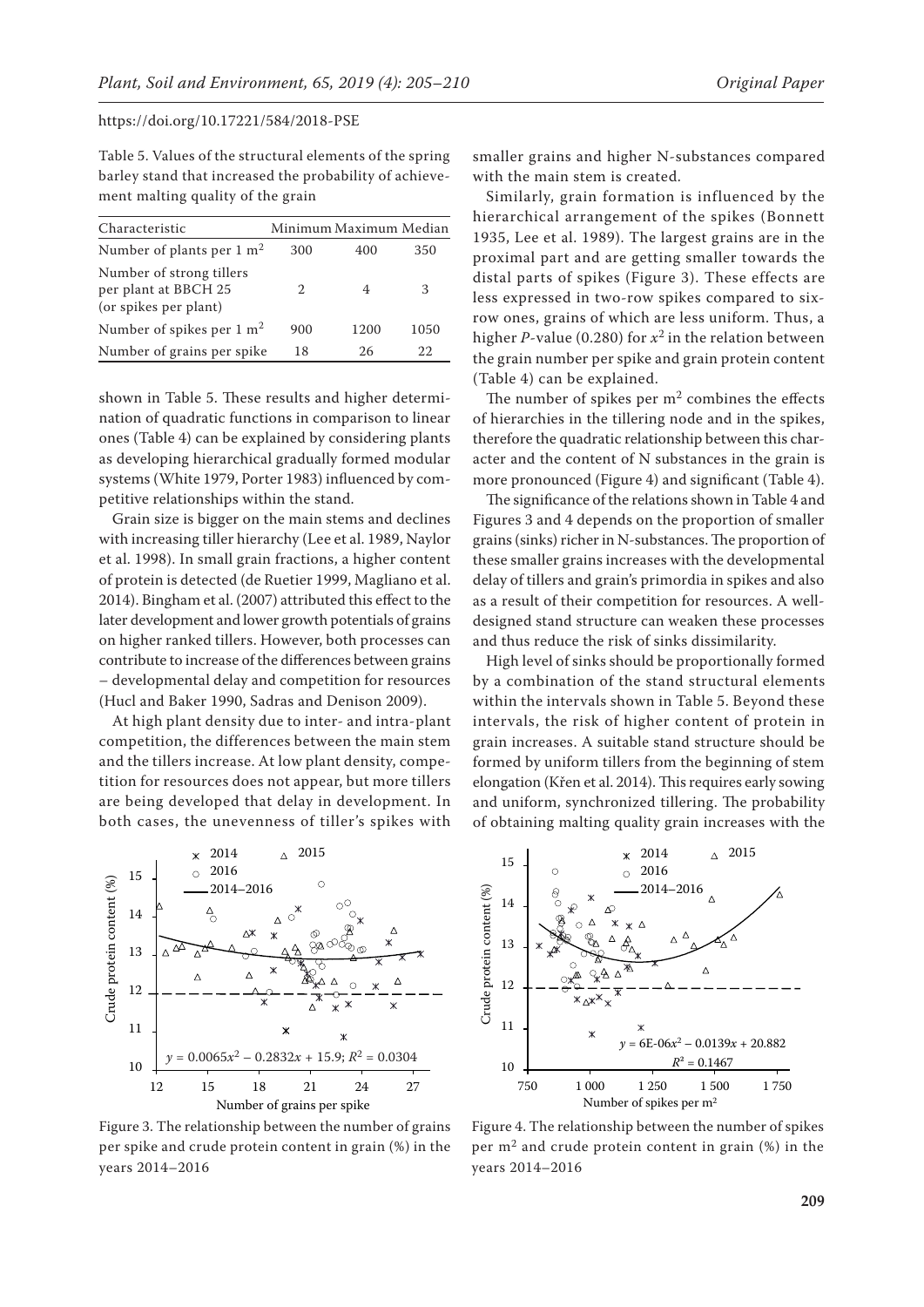Table 5. Values of the structural elements of the spring barley stand that increased the probability of achievement malting quality of the grain

| Characteristic | Minimum | Maximum | Median |
|---|---|---|---|
| Number of plants per 1 $m^2$ | 300 | 400 | 350 |
| Number of strong tillers per plant at BBCH 25 (or spikes per plant) | 2 | 4 | 3 |
| Number of spikes per 1 $m^2$ | 900 | 1200 | 1050 |
| Number of grains per spike | 18 | 26 | 22 |

shown in Table 5. These results and higher determination of quadratic functions in comparison to linear ones (Table 4) can be explained by considering plants as developing hierarchical gradually formed modular systems (White 1979, Porter 1983) influenced by competitive relationships within the stand.

Grain size is bigger on the main stems and declines with increasing tiller hierarchy (Lee et al. 1989, Naylor et al. 1998). In small grain fractions, a higher content of protein is detected (de Ruetier 1999, Magliano et al. 2014). Bingham et al. (2007) attributed this effect to the later development and lower growth potentials of grains on higher ranked tillers. However, both processes can contribute to increase of the differences between grains – developmental delay and competition for resources (Hucl and Baker 1990, Sadras and Denison 2009).

At high plant density due to inter- and intra-plant competition, the differences between the main stem and the tillers increase. At low plant density, competition for resources does not appear, but more tillers are being developed that delay in development. In both cases, the unevenness of tiller's spikes with smaller grains and higher N-substances compared with the main stem is created.

Similarly, grain formation is influenced by the hierarchical arrangement of the spikes (Bonnett 1935, Lee et al. 1989). The largest grains are in the proximal part and are getting smaller towards the distal parts of spikes (Figure 3). These effects are less expressed in two-row spikes compared to six-row ones, grains of which are less uniform. Thus, a higher *P*-value (0.280) for $x^2$ in the relation between the grain number per spike and grain protein content (Table 4) can be explained.

The number of spikes per $m^2$ combines the effects of hierarchies in the tillering node and in the spikes, therefore the quadratic relationship between this character and the content of N substances in the grain is more pronounced (Figure 4) and significant (Table 4).

The significance of the relations shown in Table 4 and Figures 3 and 4 depends on the proportion of smaller grains (sinks) richer in N-substances. The proportion of these smaller grains increases with the developmental delay of tillers and grain's primordia in spikes and also as a result of their competition for resources. A well-designed stand structure can weaken these processes and thus reduce the risk of sinks dissimilarity.

High level of sinks should be proportionally formed by a combination of the stand structural elements within the intervals shown in Table 5. Beyond these intervals, the risk of higher content of protein in grain increases. A suitable stand structure should be formed by uniform tillers from the beginning of stem elongation (Křen et al. 2014). This requires early sowing and uniform, synchronized tillering. The probability of obtaining malting quality grain increases with the

Figure 3. The relationship between the number of grains per spike and crude protein content in grain (%) in the years 2014–2016

Figure 4. The relationship between the number of spikes per $m^2$ and crude protein content in grain (%) in the years 2014–2016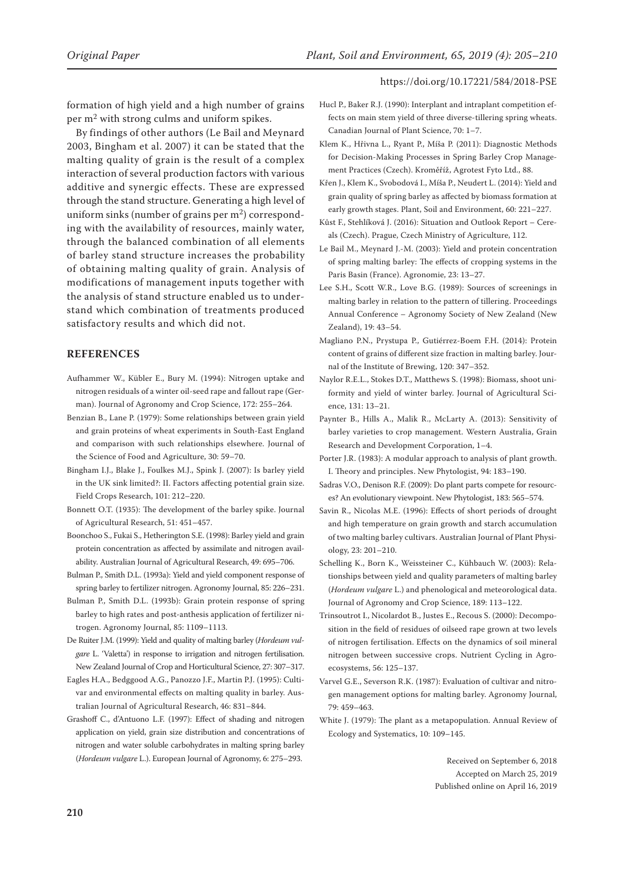formation of high yield and a high number of grains per $m^2$ with strong culms and uniform spikes.

By findings of other authors (Le Bail and Meynard 2003, Bingham et al. 2007) it can be stated that the malting quality of grain is the result of a complex interaction of several production factors with various additive and synergic effects. These are expressed through the stand structure. Generating a high level of uniform sinks (number of grains per $m^2$) corresponding with the availability of resources, mainly water, through the balanced combination of all elements of barley stand structure increases the probability of obtaining malting quality of grain. Analysis of modifications of management inputs together with the analysis of stand structure enabled us to understand which combination of treatments produced satisfactory results and which did not.

## REFERENCES

Aufhammer W., Kübler E., Bury M. (1994): Nitrogen uptake and nitrogen residuals of a winter oil-seed rape and fallout rape (German). Journal of Agronomy and Crop Science, 172: 255–264.

Benzian B., Lane P. (1979): Some relationships between grain yield and grain proteins of wheat experiments in South-East England and comparison with such relationships elsewhere. Journal of the Science of Food and Agriculture, 30: 59–70.

Bingham I.J., Blake J., Foulkes M.J., Spink J. (2007): Is barley yield in the UK sink limited?: II. Factors affecting potential grain size. Field Crops Research, 101: 212–220.

Bonnett O.T. (1935): The development of the barley spike. Journal of Agricultural Research, 51: 451–457.

Boonchoo S., Fukai S., Hetherington S.E. (1998): Barley yield and grain protein concentration as affected by assimilate and nitrogen availability. Australian Journal of Agricultural Research, 49: 695–706.

Bulman P., Smith D.L. (1993a): Yield and yield component response of spring barley to fertilizer nitrogen. Agronomy Journal, 85: 226–231.

Bulman P., Smith D.L. (1993b): Grain protein response of spring barley to high rates and post-anthesis application of fertilizer nitrogen. Agronomy Journal, 85: 1109–1113.

De Ruiter J.M. (1999): Yield and quality of malting barley (*Hordeum vulgare* L. 'Valetta') in response to irrigation and nitrogen fertilisation. New Zealand Journal of Crop and Horticultural Science, 27: 307–317.

Eagles H.A., Bedggood A.G., Panozzo J.F., Martin P.J. (1995): Cultivar and environmental effects on malting quality in barley. Australian Journal of Agricultural Research, 46: 831–844.

Grashoff C., d'Antuono L.F. (1997): Effect of shading and nitrogen application on yield, grain size distribution and concentrations of nitrogen and water soluble carbohydrates in malting spring barley (*Hordeum vulgare* L.). European Journal of Agronomy, 6: 275–293.

Hucl P., Baker R.J. (1990): Interplant and intraplant competition effects on main stem yield of three diverse-tillering spring wheats. Canadian Journal of Plant Science, 70: 1–7.

Klem K., Hřivna L., Ryant P., Míša P. (2011): Diagnostic Methods for Decision-Making Processes in Spring Barley Crop Management Practices (Czech). Kroměříž, Agrotest Fyto Ltd., 88.

Křen J., Klem K., Svobodová I., Míša P., Neudert L. (2014): Yield and grain quality of spring barley as affected by biomass formation at early growth stages. Plant, Soil and Environment, 60: 221–227.

Kůst F., Stehlíková J. (2016): Situation and Outlook Report – Cereals (Czech). Prague, Czech Ministry of Agriculture, 112.

Le Bail M., Meynard J.-M. (2003): Yield and protein concentration of spring malting barley: The effects of cropping systems in the Paris Basin (France). Agronomie, 23: 13–27.

Lee S.H., Scott W.R., Love B.G. (1989): Sources of screenings in malting barley in relation to the pattern of tillering. Proceedings Annual Conference – Agronomy Society of New Zealand (New Zealand), 19: 43–54.

Magliano P.N., Prystupa P., Gutiérrez-Boem F.H. (2014): Protein content of grains of different size fraction in malting barley. Journal of the Institute of Brewing, 120: 347–352.

Naylor R.E.L., Stokes D.T., Matthews S. (1998): Biomass, shoot uniformity and yield of winter barley. Journal of Agricultural Science, 131: 13–21.

Paynter B., Hills A., Malik R., McLarty A. (2013): Sensitivity of barley varieties to crop management. Western Australia, Grain Research and Development Corporation, 1–4.

Porter J.R. (1983): A modular approach to analysis of plant growth. I. Theory and principles. New Phytologist, 94: 183–190.

Sadras V.O., Denison R.F. (2009): Do plant parts compete for resources? An evolutionary viewpoint. New Phytologist, 183: 565–574.

Savin R., Nicolas M.E. (1996): Effects of short periods of drought and high temperature on grain growth and starch accumulation of two malting barley cultivars. Australian Journal of Plant Physiology, 23: 201–210.

Schelling K., Born K., Weissteiner C., Kühbauch W. (2003): Relationships between yield and quality parameters of malting barley (*Hordeum vulgare* L.) and phenological and meteorological data. Journal of Agronomy and Crop Science, 189: 113–122.

Trinsoutrot I., Nicolardot B., Justes E., Recous S. (2000): Decomposition in the field of residues of oilseed rape grown at two levels of nitrogen fertilisation. Effects on the dynamics of soil mineral nitrogen between successive crops. Nutrient Cycling in Agroecosystems, 56: 125–137.

Varvel G.E., Severson R.K. (1987): Evaluation of cultivar and nitrogen management options for malting barley. Agronomy Journal, 79: 459–463.

White J. (1979): The plant as a metapopulation. Annual Review of Ecology and Systematics, 10: 109–145.

Received on September 6, 2018
Accepted on March 25, 2019
Published online on April 16, 2019